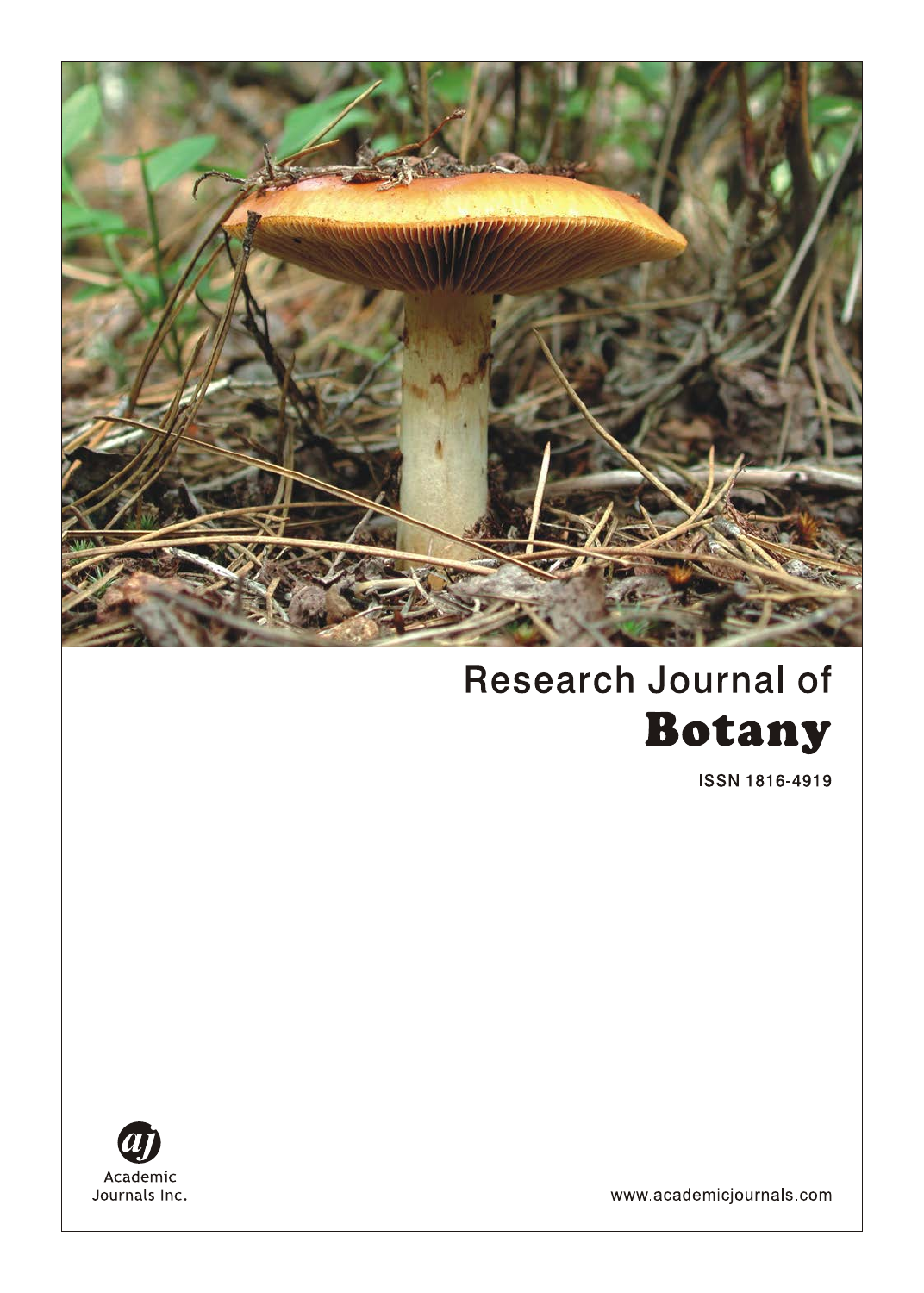# Research Journal of
# Botany

ISSN 1816-4919

Academic Journals Inc.

www.academicjournals.com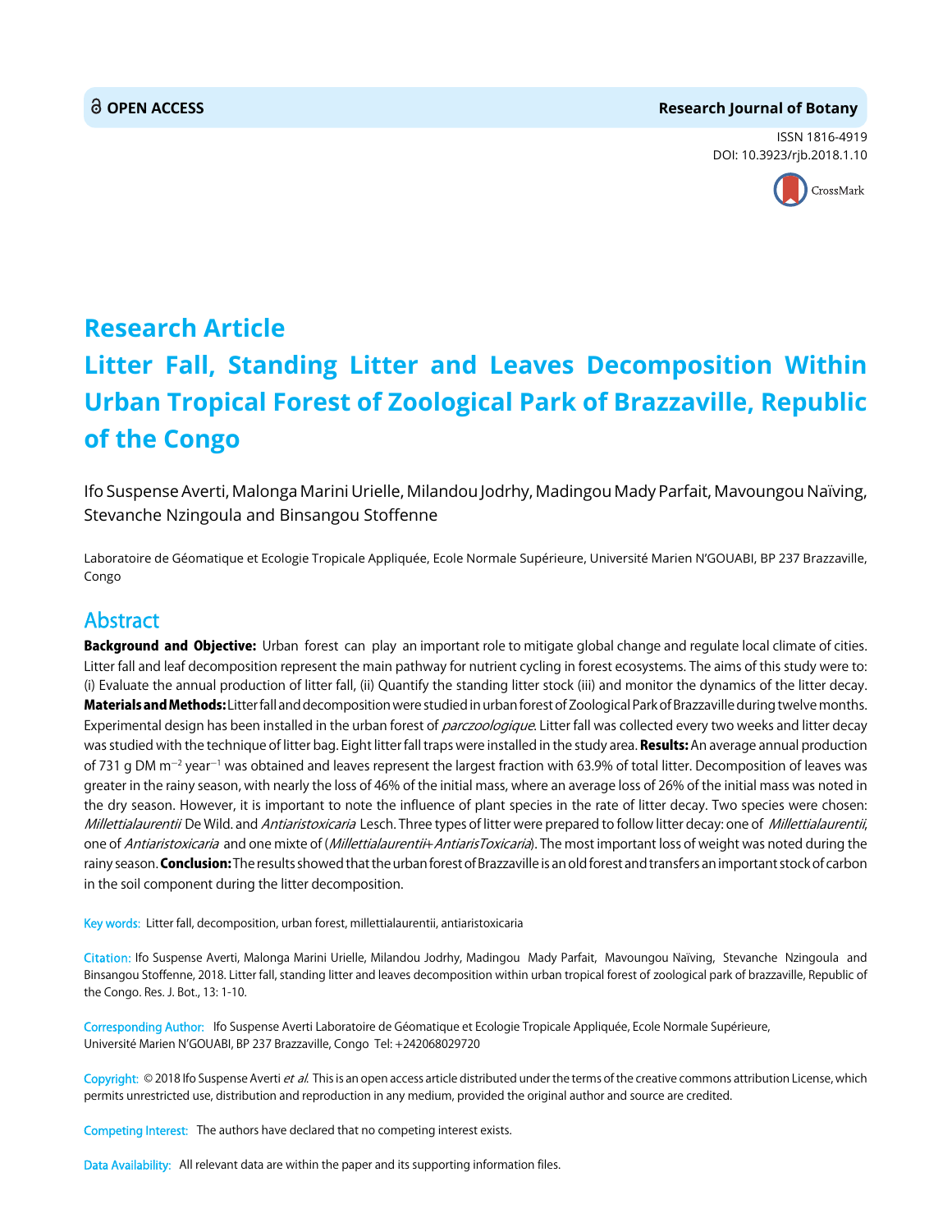OPEN ACCESS

Research Journal of Botany

ISSN 1816-4919
DOI: 10.3923/rjb.2018.1.10

## Research Article

# Litter Fall, Standing Litter and Leaves Decomposition Within Urban Tropical Forest of Zoological Park of Brazzaville, Republic of the Congo

Ifo Suspense Averti, Malonga Marini Urielle, Milandou Jodrhy, Madingou Mady Parfait, Mavoungou Naïving, Stevanche Nzingoula and Binsangou Stoffenne

Laboratoire de Géomatique et Ecologie Tropicale Appliquée, Ecole Normale Supérieure, Université Marien N'GOUABI, BP 237 Brazzaville, Congo

## Abstract

**Background and Objective:** Urban forest can play an important role to mitigate global change and regulate local climate of cities. Litter fall and leaf decomposition represent the main pathway for nutrient cycling in forest ecosystems. The aims of this study were to: (i) Evaluate the annual production of litter fall, (ii) Quantify the standing litter stock (iii) and monitor the dynamics of the litter decay. **Materials and Methods:** Litter fall and decomposition were studied in urban forest of Zoological Park of Brazzaville during twelve months. Experimental design has been installed in the urban forest of *parczoologique*. Litter fall was collected every two weeks and litter decay was studied with the technique of litter bag. Eight litter fall traps were installed in the study area. **Results:** An average annual production of 731 g DM $m^{-2}$ $year^{-1}$ was obtained and leaves represent the largest fraction with 63.9% of total litter. Decomposition of leaves was greater in the rainy season, with nearly the loss of 46% of the initial mass, where an average loss of 26% of the initial mass was noted in the dry season. However, it is important to note the influence of plant species in the rate of litter decay. Two species were chosen: *Millettialaurentii* De Wild. and *Antiaristoxicaria* Lesch. Three types of litter were prepared to follow litter decay: one of *Millettialaurentii*, one of *Antiaristoxicaria* and one mixte of (*Millettialaurentii*+*AntiarisToxicaria*). The most important loss of weight was noted during the rainy season. **Conclusion:** The results showed that the urban forest of Brazzaville is an old forest and transfers an important stock of carbon in the soil component during the litter decomposition.

Key words: Litter fall, decomposition, urban forest, millettialaurentii, antiaristoxicaria

Citation: Ifo Suspense Averti, Malonga Marini Urielle, Milandou Jodrhy, Madingou Mady Parfait, Mavoungou Naïving, Stevanche Nzingoula and Binsangou Stoffenne, 2018. Litter fall, standing litter and leaves decomposition within urban tropical forest of zoological park of brazzaville, Republic of the Congo. Res. J. Bot., 13: 1-10.

Corresponding Author: Ifo Suspense Averti Laboratoire de Géomatique et Ecologie Tropicale Appliquée, Ecole Normale Supérieure, Université Marien N'GOUABI, BP 237 Brazzaville, Congo Tel: +242068029720

Copyright: © 2018 Ifo Suspense Averti *et al.* This is an open access article distributed under the terms of the creative commons attribution License, which permits unrestricted use, distribution and reproduction in any medium, provided the original author and source are credited.

Competing Interest: The authors have declared that no competing interest exists.

Data Availability: All relevant data are within the paper and its supporting information files.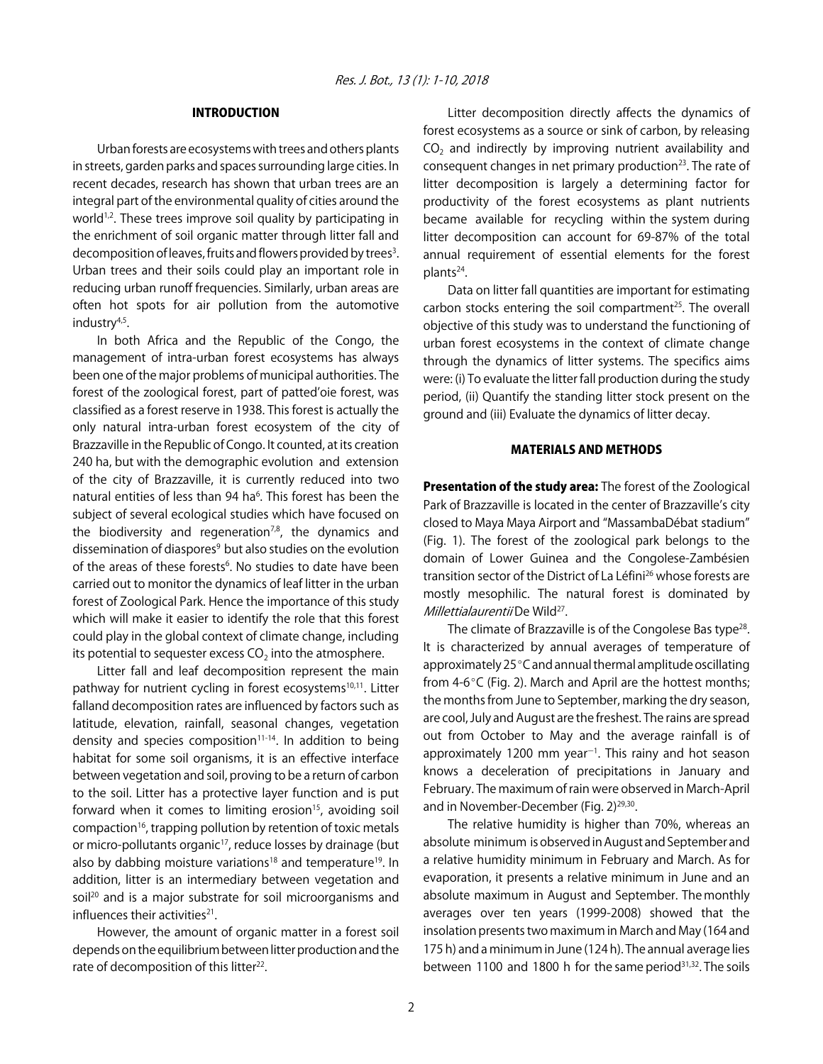## INTRODUCTION

Urban forests are ecosystems with trees and others plants in streets, garden parks and spaces surrounding large cities. In recent decades, research has shown that urban trees are an integral part of the environmental quality of cities around the world[1,2]. These trees improve soil quality by participating in the enrichment of soil organic matter through litter fall and decomposition of leaves, fruits and flowers provided by trees[3]. Urban trees and their soils could play an important role in reducing urban runoff frequencies. Similarly, urban areas are often hot spots for air pollution from the automotive industry[4,5].

In both Africa and the Republic of the Congo, the management of intra-urban forest ecosystems has always been one of the major problems of municipal authorities. The forest of the zoological forest, part of patted'oie forest, was classified as a forest reserve in 1938. This forest is actually the only natural intra-urban forest ecosystem of the city of Brazzaville in the Republic of Congo. It counted, at its creation 240 ha, but with the demographic evolution and extension of the city of Brazzaville, it is currently reduced into two natural entities of less than 94 ha[6]. This forest has been the subject of several ecological studies which have focused on the biodiversity and regeneration[7,8], the dynamics and dissemination of diaspores[9] but also studies on the evolution of the areas of these forests[6]. No studies to date have been carried out to monitor the dynamics of leaf litter in the urban forest of Zoological Park. Hence the importance of this study which will make it easier to identify the role that this forest could play in the global context of climate change, including its potential to sequester excess $CO_2$ into the atmosphere.

Litter fall and leaf decomposition represent the main pathway for nutrient cycling in forest ecosystems[10,11]. Litter falland decomposition rates are influenced by factors such as latitude, elevation, rainfall, seasonal changes, vegetation density and species composition[11-14]. In addition to being habitat for some soil organisms, it is an effective interface between vegetation and soil, proving to be a return of carbon to the soil. Litter has a protective layer function and is put forward when it comes to limiting erosion[15], avoiding soil compaction[16], trapping pollution by retention of toxic metals or micro-pollutants organic[17], reduce losses by drainage (but also by dabbing moisture variations[18] and temperature[19]. In addition, litter is an intermediary between vegetation and soil[20] and is a major substrate for soil microorganisms and influences their activities[21].

However, the amount of organic matter in a forest soil depends on the equilibrium between litter production and the rate of decomposition of this litter[22].

Litter decomposition directly affects the dynamics of forest ecosystems as a source or sink of carbon, by releasing $CO_2$ and indirectly by improving nutrient availability and consequent changes in net primary production[23]. The rate of litter decomposition is largely a determining factor for productivity of the forest ecosystems as plant nutrients became available for recycling within the system during litter decomposition can account for 69-87% of the total annual requirement of essential elements for the forest plants[24].

Data on litter fall quantities are important for estimating carbon stocks entering the soil compartment[25]. The overall objective of this study was to understand the functioning of urban forest ecosystems in the context of climate change through the dynamics of litter systems. The specifics aims were: (i) To evaluate the litter fall production during the study period, (ii) Quantify the standing litter stock present on the ground and (iii) Evaluate the dynamics of litter decay.

## MATERIALS AND METHODS

**Presentation of the study area:** The forest of the Zoological Park of Brazzaville is located in the center of Brazzaville's city closed to Maya Maya Airport and "MassambaDébat stadium" (Fig. 1). The forest of the zoological park belongs to the domain of Lower Guinea and the Congolese-Zambésien transition sector of the District of La Léfini[26] whose forests are mostly mesophilic. The natural forest is dominated by *Millettialaurentii* De Wild[27].

The climate of Brazzaville is of the Congolese Bas type[28]. It is characterized by annual averages of temperature of approximately 25°C and annual thermal amplitude oscillating from 4-6°C (Fig. 2). March and April are the hottest months; the months from June to September, marking the dry season, are cool, July and August are the freshest. The rains are spread out from October to May and the average rainfall is of approximately 1200 mm year$^{-1}$. This rainy and hot season knows a deceleration of precipitations in January and February. The maximum of rain were observed in March-April and in November-December (Fig. 2)[29,30].

The relative humidity is higher than 70%, whereas an absolute minimum is observed in August and September and a relative humidity minimum in February and March. As for evaporation, it presents a relative minimum in June and an absolute maximum in August and September. The monthly averages over ten years (1999-2008) showed that the insolation presents two maximum in March and May (164 and 175 h) and a minimum in June (124 h). The annual average lies between 1100 and 1800 h for the same period[31,32]. The soils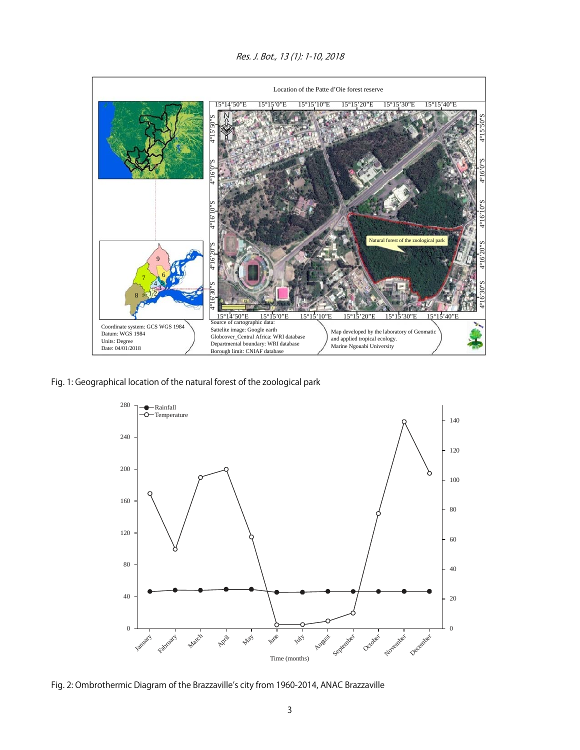Fig. 1: Geographical location of the natural forest of the zoological park

Fig. 2: Ombrothermic Diagram of the Brazzaville's city from 1960-2014, ANAC Brazzaville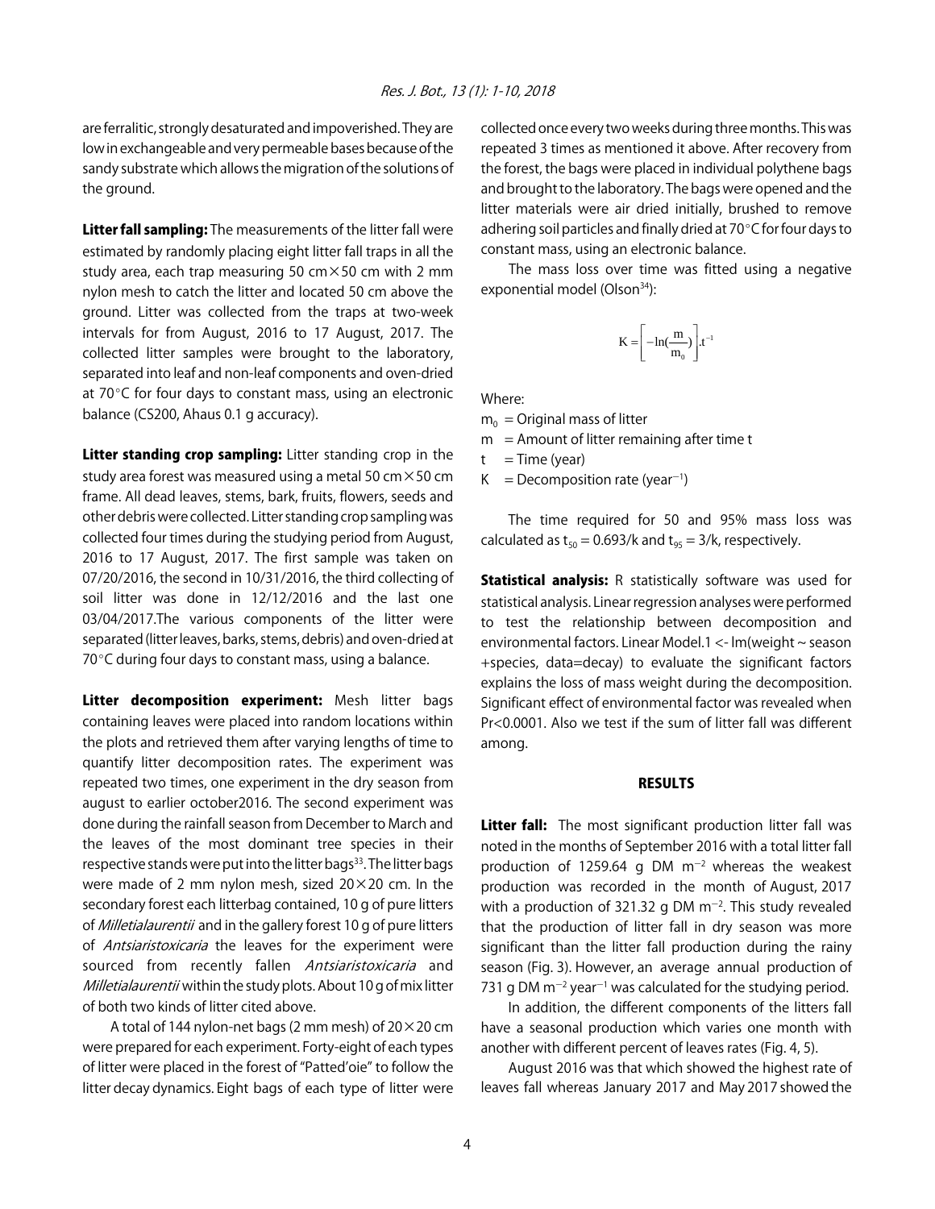are ferralitic, strongly desaturated and impoverished. They are low in exchangeable and very permeable bases because of the sandy substrate which allows the migration of the solutions of the ground.

**Litter fall sampling:** The measurements of the litter fall were estimated by randomly placing eight litter fall traps in all the study area, each trap measuring 50 cm×50 cm with 2 mm nylon mesh to catch the litter and located 50 cm above the ground. Litter was collected from the traps at two-week intervals for from August, 2016 to 17 August, 2017. The collected litter samples were brought to the laboratory, separated into leaf and non-leaf components and oven-dried at 70°C for four days to constant mass, using an electronic balance (CS200, Ahaus 0.1 g accuracy).

**Litter standing crop sampling:** Litter standing crop in the study area forest was measured using a metal 50 cm×50 cm frame. All dead leaves, stems, bark, fruits, flowers, seeds and other debris were collected. Litter standing crop sampling was collected four times during the studying period from August, 2016 to 17 August, 2017. The first sample was taken on 07/20/2016, the second in 10/31/2016, the third collecting of soil litter was done in 12/12/2016 and the last one 03/04/2017.The various components of the litter were separated (litter leaves, barks, stems, debris) and oven-dried at 70°C during four days to constant mass, using a balance.

**Litter decomposition experiment:** Mesh litter bags containing leaves were placed into random locations within the plots and retrieved them after varying lengths of time to quantify litter decomposition rates. The experiment was repeated two times, one experiment in the dry season from august to earlier october2016. The second experiment was done during the rainfall season from December to March and the leaves of the most dominant tree species in their respective stands were put into the litter bags[33]. The litter bags were made of 2 mm nylon mesh, sized 20×20 cm. In the secondary forest each litterbag contained, 10 g of pure litters of *Milletialaurentii* and in the gallery forest 10 g of pure litters of *Antsiaristoxicaria* the leaves for the experiment were sourced from recently fallen *Antsiaristoxicaria* and *Milletialaurentii* within the study plots. About 10 g of mix litter of both two kinds of litter cited above.

A total of 144 nylon-net bags (2 mm mesh) of 20×20 cm were prepared for each experiment. Forty-eight of each types of litter were placed in the forest of "Patted'oie" to follow the litter decay dynamics. Eight bags of each type of litter were collected once every two weeks during three months. This was repeated 3 times as mentioned it above. After recovery from the forest, the bags were placed in individual polythene bags and brought to the laboratory. The bags were opened and the litter materials were air dried initially, brushed to remove adhering soil particles and finally dried at 70°C for four days to constant mass, using an electronic balance.

The mass loss over time was fitted using a negative exponential model (Olson[34]):

$$K = \left[ -\ln\left(\frac{m}{m_0}\right) \right] . t^{-1}$$

Where:

- $m_0$ = Original mass of litter
- $m$ = Amount of litter remaining after time t
- $t$ = Time (year)
- $K$ = Decomposition rate ($year^{-1}$)

The time required for 50 and 95% mass loss was calculated as $t_{50} = 0.693/k$ and $t_{95} = 3/k$, respectively.

**Statistical analysis:** R statistically software was used for statistical analysis. Linear regression analyses were performed to test the relationship between decomposition and environmental factors. Linear Model.1 <- lm(weight ~ season +species, data=decay) to evaluate the significant factors explains the loss of mass weight during the decomposition. Significant effect of environmental factor was revealed when Pr<0.0001. Also we test if the sum of litter fall was different among.

## RESULTS

**Litter fall:** The most significant production litter fall was noted in the months of September 2016 with a total litter fall production of 1259.64 g DM $m^{-2}$ whereas the weakest production was recorded in the month of August, 2017 with a production of 321.32 g DM $m^{-2}$. This study revealed that the production of litter fall in dry season was more significant than the litter fall production during the rainy season (Fig. 3). However, an average annual production of 731 g DM $m^{-2}$ $year^{-1}$ was calculated for the studying period.

In addition, the different components of the litters fall have a seasonal production which varies one month with another with different percent of leaves rates (Fig. 4, 5).

August 2016 was that which showed the highest rate of leaves fall whereas January 2017 and May 2017 showed the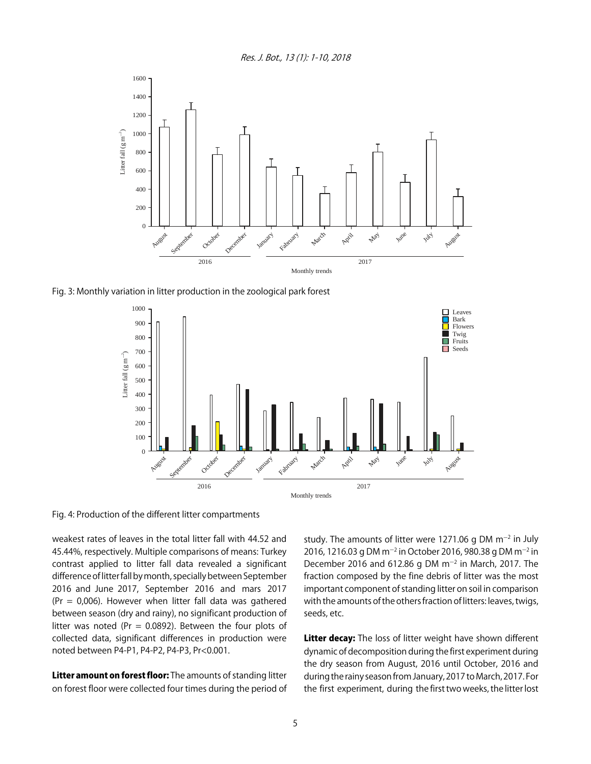Fig. 3: Monthly variation in litter production in the zoological park forest

Fig. 4: Production of the different litter compartments

weakest rates of leaves in the total litter fall with 44.52 and 45.44%, respectively. Multiple comparisons of means: Turkey contrast applied to litter fall data revealed a significant difference of litter fall by month, specially between September 2016 and June 2017, September 2016 and mars 2017 (Pr = 0,006). However when litter fall data was gathered between season (dry and rainy), no significant production of litter was noted (Pr = 0.0892). Between the four plots of collected data, significant differences in production were noted between P4-P1, P4-P2, P4-P3, Pr<0.001.

**Litter amount on forest floor:** The amounts of standing litter on forest floor were collected four times during the period of study. The amounts of litter were 1271.06 g DM $m^{-2}$ in July 2016, 1216.03 g DM $m^{-2}$ in October 2016, 980.38 g DM $m^{-2}$ in December 2016 and 612.86 g DM $m^{-2}$ in March, 2017. The fraction composed by the fine debris of litter was the most important component of standing litter on soil in comparison with the amounts of the others fraction of litters: leaves, twigs, seeds, etc.

**Litter decay:** The loss of litter weight have shown different dynamic of decomposition during the first experiment during the dry season from August, 2016 until October, 2016 and during the rainy season from January, 2017 to March, 2017. For the first experiment, during the first two weeks, the litter lost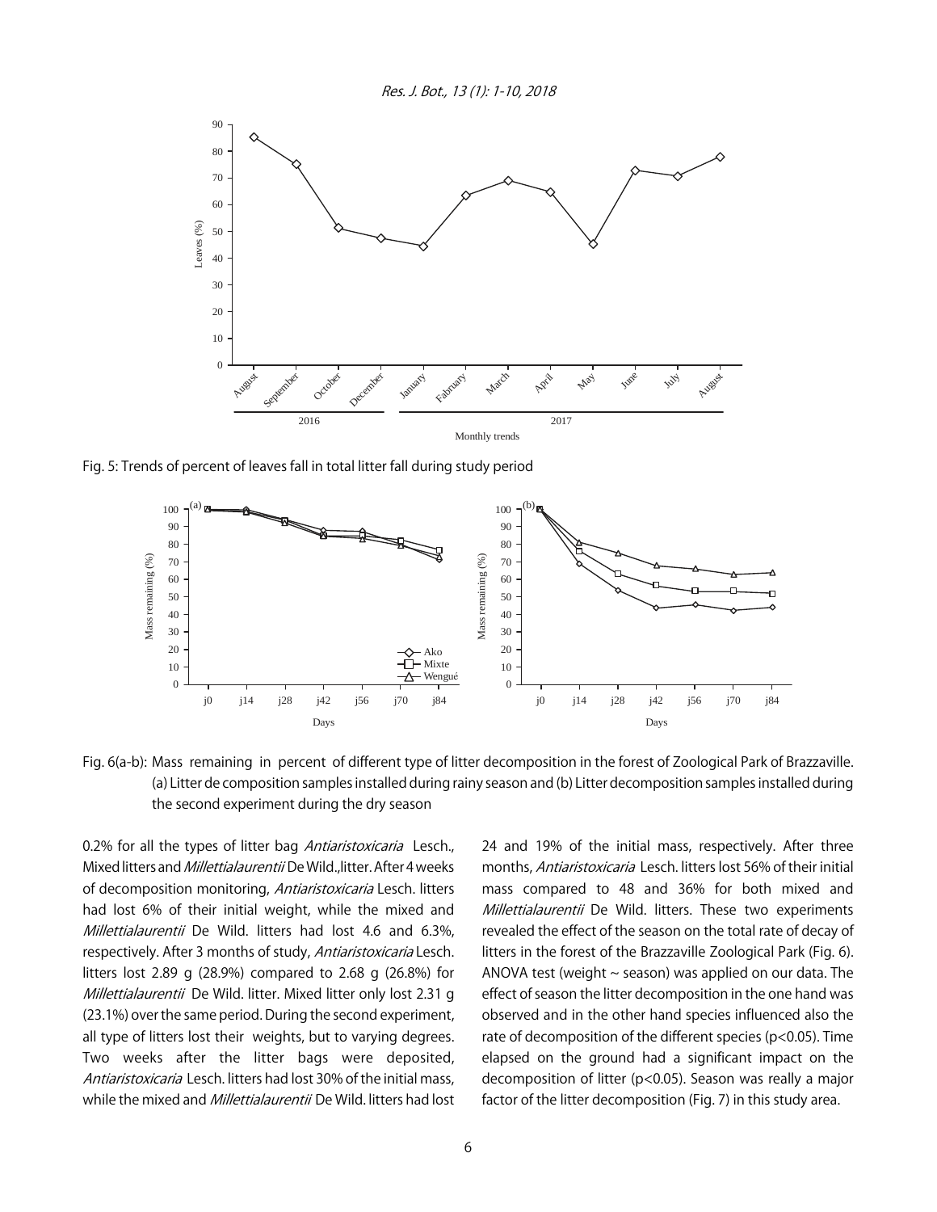Fig. 5: Trends of percent of leaves fall in total litter fall during study period

Fig. 6(a-b): Mass remaining in percent of different type of litter decomposition in the forest of Zoological Park of Brazzaville. (a) Litter de composition samples installed during rainy season and (b) Litter decomposition samples installed during the second experiment during the dry season

0.2% for all the types of litter bag *Antiaristoxicaria* Lesch., Mixed litters and *Millettialaurentii* De Wild.,litter. After 4 weeks of decomposition monitoring, *Antiaristoxicaria* Lesch. litters had lost 6% of their initial weight, while the mixed and *Millettialaurentii* De Wild. litters had lost 4.6 and 6.3%, respectively. After 3 months of study, *Antiaristoxicaria* Lesch. litters lost 2.89 g (28.9%) compared to 2.68 g (26.8%) for *Millettialaurentii* De Wild. litter. Mixed litter only lost 2.31 g (23.1%) over the same period. During the second experiment, all type of litters lost their weights, but to varying degrees. Two weeks after the litter bags were deposited, *Antiaristoxicaria* Lesch. litters had lost 30% of the initial mass, while the mixed and *Millettialaurentii* De Wild. litters had lost 24 and 19% of the initial mass, respectively. After three months, *Antiaristoxicaria* Lesch. litters lost 56% of their initial mass compared to 48 and 36% for both mixed and *Millettialaurentii* De Wild. litters. These two experiments revealed the effect of the season on the total rate of decay of litters in the forest of the Brazzaville Zoological Park (Fig. 6). ANOVA test (weight ~ season) was applied on our data. The effect of season the litter decomposition in the one hand was observed and in the other hand species influenced also the rate of decomposition of the different species ($p<0.05$). Time elapsed on the ground had a significant impact on the decomposition of litter ($p<0.05$). Season was really a major factor of the litter decomposition (Fig. 7) in this study area.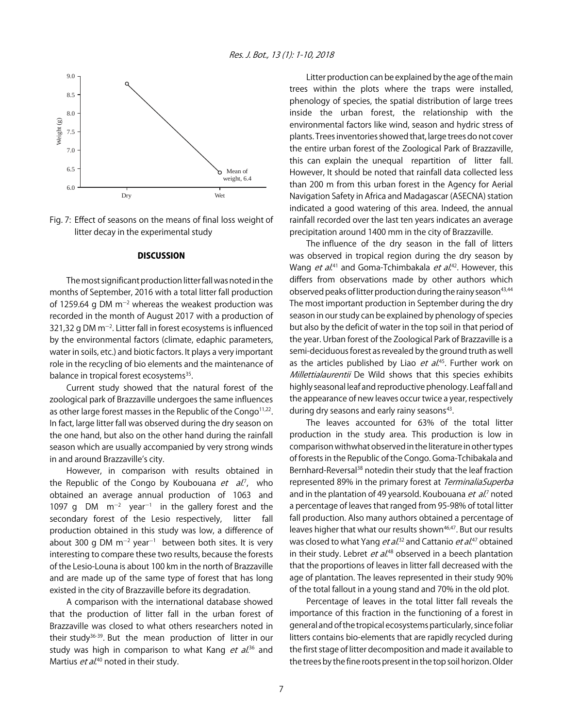Fig. 7: Effect of seasons on the means of final loss weight of litter decay in the experimental study

## DISCUSSION

The most significant production litter fall was noted in the months of September, 2016 with a total litter fall production of 1259.64 g DM $m^{-2}$ whereas the weakest production was recorded in the month of August 2017 with a production of 321,32 g DM $m^{-2}$. Litter fall in forest ecosystems is influenced by the environmental factors (climate, edaphic parameters, water in soils, etc.) and biotic factors. It plays a very important role in the recycling of bio elements and the maintenance of balance in tropical forest ecosystems[35].

Current study showed that the natural forest of the zoological park of Brazzaville undergoes the same influences as other large forest masses in the Republic of the Congo[11,22]. In fact, large litter fall was observed during the dry season on the one hand, but also on the other hand during the rainfall season which are usually accompanied by very strong winds in and around Brazzaville's city.

However, in comparison with results obtained in the Republic of the Congo by Koubouana *et al.*[7], who obtained an average annual production of 1063 and 1097 g DM $m^{-2}$ $year^{-1}$ in the gallery forest and the secondary forest of the Lesio respectively, litter fall production obtained in this study was low, a difference of about 300 g DM $m^{-2}$ $year^{-1}$ between both sites. It is very interesting to compare these two results, because the forests of the Lesio-Louna is about 100 km in the north of Brazzaville and are made up of the same type of forest that has long existed in the city of Brazzaville before its degradation.

A comparison with the international database showed that the production of litter fall in the urban forest of Brazzaville was closed to what others researchers noted in their study[36-39]. But the mean production of litter in our study was high in comparison to what Kang *et al.*[36] and Martius *et al.*[40] noted in their study.

Litter production can be explained by the age of the main trees within the plots where the traps were installed, phenology of species, the spatial distribution of large trees inside the urban forest, the relationship with the environmental factors like wind, season and hydric stress of plants. Trees inventories showed that, large trees do not cover the entire urban forest of the Zoological Park of Brazzaville, this can explain the unequal repartition of litter fall. However, It should be noted that rainfall data collected less than 200 m from this urban forest in the Agency for Aerial Navigation Safety in Africa and Madagascar (ASECNA) station indicated a good watering of this area. Indeed, the annual rainfall recorded over the last ten years indicates an average precipitation around 1400 mm in the city of Brazzaville.

The influence of the dry season in the fall of litters was observed in tropical region during the dry season by Wang *et al.*[41] and Goma-Tchimbakala *et al.*[42]. However, this differs from observations made by other authors which observed peaks of litter production during the rainy season[43,44] The most important production in September during the dry season in our study can be explained by phenology of species but also by the deficit of water in the top soil in that period of the year. Urban forest of the Zoological Park of Brazzaville is a semi-deciduous forest as revealed by the ground truth as well as the articles published by Liao *et al.*[45]. Further work on *Millettialaurentii* De Wild shows that this species exhibits highly seasonal leaf and reproductive phenology. Leaf fall and the appearance of new leaves occur twice a year, respectively during dry seasons and early rainy seasons[43].

The leaves accounted for 63% of the total litter production in the study area. This production is low in comparison withwhat observed in the literature in other types of forests in the Republic of the Congo. Goma-Tchibakala and Bernhard-Reversal[38] notedin their study that the leaf fraction represented 89% in the primary forest at *TerminaliaSuperba* and in the plantation of 49 yearsold. Koubouana *et al.*[7] noted a percentage of leaves that ranged from 95-98% of total litter fall production. Also many authors obtained a percentage of leaves higher that what our results shown[46,47]. But our results was closed to what Yang *et al.*[32] and Cattanio *et al.*[47] obtained in their study. Lebret *et al.*[48] observed in a beech plantation that the proportions of leaves in litter fall decreased with the age of plantation. The leaves represented in their study 90% of the total fallout in a young stand and 70% in the old plot.

Percentage of leaves in the total litter fall reveals the importance of this fraction in the functioning of a forest in general and of the tropical ecosystems particularly, since foliar litters contains bio-elements that are rapidly recycled during the first stage of litter decomposition and made it available to the trees by the fine roots present in the top soil horizon. Older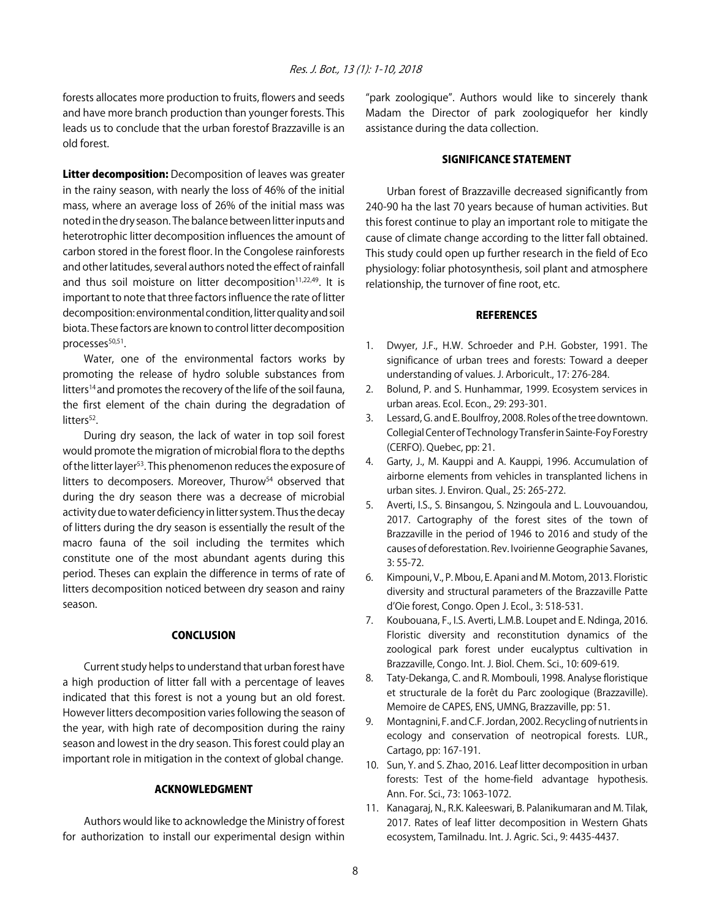forests allocates more production to fruits, flowers and seeds and have more branch production than younger forests. This leads us to conclude that the urban forestof Brazzaville is an old forest.

**Litter decomposition:** Decomposition of leaves was greater in the rainy season, with nearly the loss of 46% of the initial mass, where an average loss of 26% of the initial mass was noted in the dry season. The balance between litter inputs and heterotrophic litter decomposition influences the amount of carbon stored in the forest floor. In the Congolese rainforests and other latitudes, several authors noted the effect of rainfall and thus soil moisture on litter decomposition[11,22,49]. It is important to note that three factors influence the rate of litter decomposition: environmental condition, litter quality and soil biota. These factors are known to control litter decomposition processes[50,51].

Water, one of the environmental factors works by promoting the release of hydro soluble substances from litters[14] and promotes the recovery of the life of the soil fauna, the first element of the chain during the degradation of litters[52].

During dry season, the lack of water in top soil forest would promote the migration of microbial flora to the depths of the litter layer[53]. This phenomenon reduces the exposure of litters to decomposers. Moreover, Thurow[54] observed that during the dry season there was a decrease of microbial activity due to water deficiency in litter system. Thus the decay of litters during the dry season is essentially the result of the macro fauna of the soil including the termites which constitute one of the most abundant agents during this period. Theses can explain the difference in terms of rate of litters decomposition noticed between dry season and rainy season.

## CONCLUSION

Current study helps to understand that urban forest have a high production of litter fall with a percentage of leaves indicated that this forest is not a young but an old forest. However litters decomposition varies following the season of the year, with high rate of decomposition during the rainy season and lowest in the dry season. This forest could play an important role in mitigation in the context of global change.

## ACKNOWLEDGMENT

Authors would like to acknowledge the Ministry of forest for authorization to install our experimental design within "park zoologique". Authors would like to sincerely thank Madam the Director of park zoologiquefor her kindly assistance during the data collection.

## SIGNIFICANCE STATEMENT

Urban forest of Brazzaville decreased significantly from 240-90 ha the last 70 years because of human activities. But this forest continue to play an important role to mitigate the cause of climate change according to the litter fall obtained. This study could open up further research in the field of Eco physiology: foliar photosynthesis, soil plant and atmosphere relationship, the turnover of fine root, etc.

## REFERENCES

1. Dwyer, J.F., H.W. Schroeder and P.H. Gobster, 1991. The significance of urban trees and forests: Toward a deeper understanding of values. J. Arboricult., 17: 276-284.
2. Bolund, P. and S. Hunhammar, 1999. Ecosystem services in urban areas. Ecol. Econ., 29: 293-301.
3. Lessard, G. and E. Boulfroy, 2008. Roles of the tree downtown. Collegial Center of Technology Transfer in Sainte-Foy Forestry (CERFO). Quebec, pp: 21.
4. Garty, J., M. Kauppi and A. Kauppi, 1996. Accumulation of airborne elements from vehicles in transplanted lichens in urban sites. J. Environ. Qual., 25: 265-272.
5. Averti, I.S., S. Binsangou, S. Nzingoula and L. Louvouandou, 2017. Cartography of the forest sites of the town of Brazzaville in the period of 1946 to 2016 and study of the causes of deforestation. Rev. Ivoirienne Geographie Savanes, 3: 55-72.
6. Kimpouni, V., P. Mbou, E. Apani and M. Motom, 2013. Floristic diversity and structural parameters of the Brazzaville Patte d'Oie forest, Congo. Open J. Ecol., 3: 518-531.
7. Koubouana, F., I.S. Averti, L.M.B. Loupet and E. Ndinga, 2016. Floristic diversity and reconstitution dynamics of the zoological park forest under eucalyptus cultivation in Brazzaville, Congo. Int. J. Biol. Chem. Sci., 10: 609-619.
8. Taty-Dekanga, C. and R. Mombouli, 1998. Analyse floristique et structurale de la forêt du Parc zoologique (Brazzaville). Memoire de CAPES, ENS, UMNG, Brazzaville, pp: 51.
9. Montagnini, F. and C.F. Jordan, 2002. Recycling of nutrients in ecology and conservation of neotropical forests. LUR., Cartago, pp: 167-191.
10. Sun, Y. and S. Zhao, 2016. Leaf litter decomposition in urban forests: Test of the home-field advantage hypothesis. Ann. For. Sci., 73: 1063-1072.
11. Kanagaraj, N., R.K. Kaleeswari, B. Palanikumaran and M. Tilak, 2017. Rates of leaf litter decomposition in Western Ghats ecosystem, Tamilnadu. Int. J. Agric. Sci., 9: 4435-4437.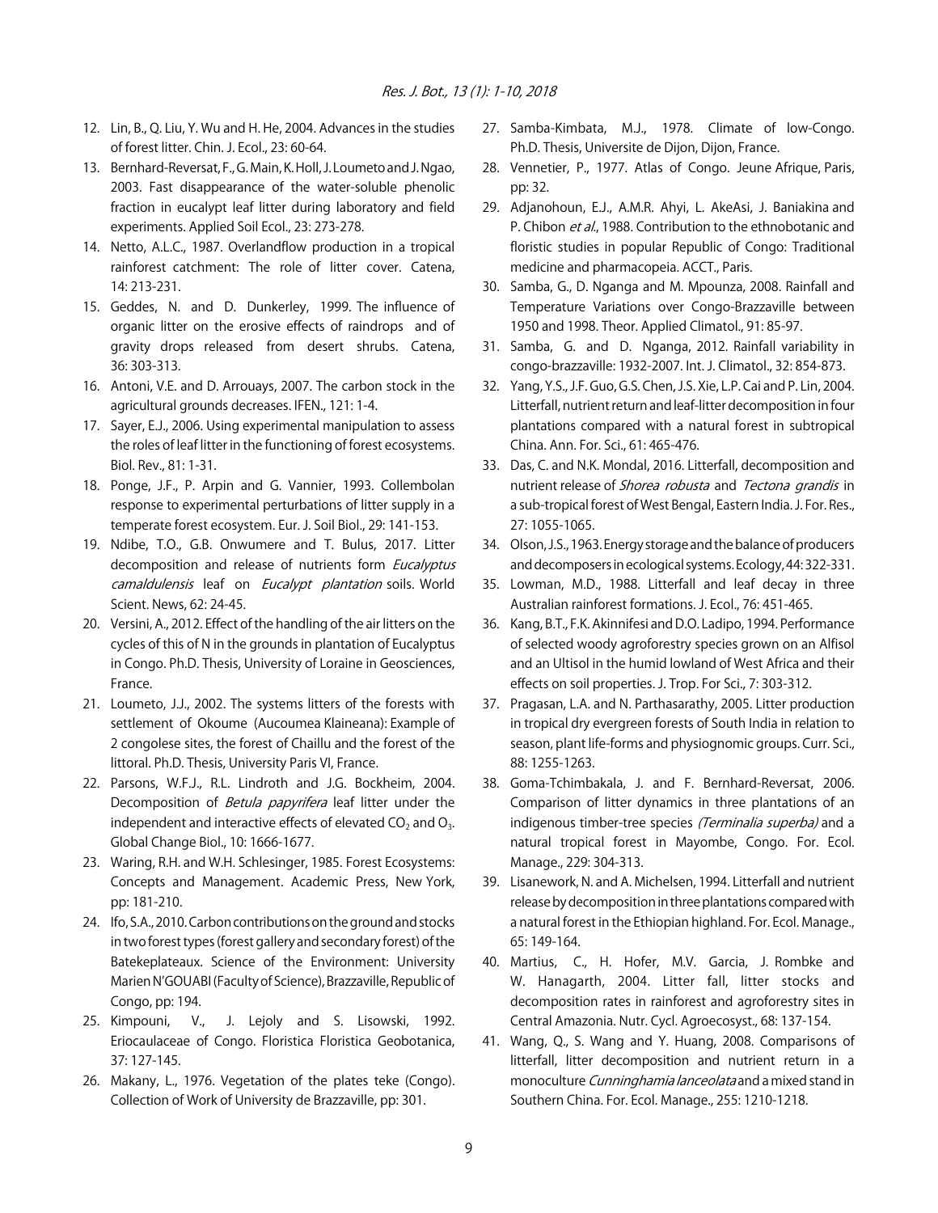12. Lin, B., Q. Liu, Y. Wu and H. He, 2004. Advances in the studies of forest litter. Chin. J. Ecol., 23: 60-64.
13. Bernhard-Reversat, F., G. Main, K. Holl, J. Loumeto and J. Ngao, 2003. Fast disappearance of the water-soluble phenolic fraction in eucalypt leaf litter during laboratory and field experiments. Applied Soil Ecol., 23: 273-278.
14. Netto, A.L.C., 1987. Overlandflow production in a tropical rainforest catchment: The role of litter cover. Catena, 14: 213-231.
15. Geddes, N. and D. Dunkerley, 1999. The influence of organic litter on the erosive effects of raindrops and of gravity drops released from desert shrubs. Catena, 36: 303-313.
16. Antoni, V.E. and D. Arrouays, 2007. The carbon stock in the agricultural grounds decreases. IFEN., 121: 1-4.
17. Sayer, E.J., 2006. Using experimental manipulation to assess the roles of leaf litter in the functioning of forest ecosystems. Biol. Rev., 81: 1-31.
18. Ponge, J.F., P. Arpin and G. Vannier, 1993. Collembolan response to experimental perturbations of litter supply in a temperate forest ecosystem. Eur. J. Soil Biol., 29: 141-153.
19. Ndibe, T.O., G.B. Onwumere and T. Bulus, 2017. Litter decomposition and release of nutrients form *Eucalyptus camaldulensis* leaf on *Eucalypt plantation* soils. World Scient. News, 62: 24-45.
20. Versini, A., 2012. Effect of the handling of the air litters on the cycles of this of N in the grounds in plantation of Eucalyptus in Congo. Ph.D. Thesis, University of Loraine in Geosciences, France.
21. Loumeto, J.J., 2002. The systems litters of the forests with settlement of Okoume (Aucoumea Klaineana): Example of 2 congolese sites, the forest of Chaillu and the forest of the littoral. Ph.D. Thesis, University Paris VI, France.
22. Parsons, W.F.J., R.L. Lindroth and J.G. Bockheim, 2004. Decomposition of *Betula papyrifera* leaf litter under the independent and interactive effects of elevated $CO_2$ and $O_3$. Global Change Biol., 10: 1666-1677.
23. Waring, R.H. and W.H. Schlesinger, 1985. Forest Ecosystems: Concepts and Management. Academic Press, New York, pp: 181-210.
24. Ifo, S.A., 2010. Carbon contributions on the ground and stocks in two forest types (forest gallery and secondary forest) of the Batekeplateaux. Science of the Environment: University Marien N'GOUABI (Faculty of Science), Brazzaville, Republic of Congo, pp: 194.
25. Kimpouni, V., J. Lejoly and S. Lisowski, 1992. Eriocaulaceae of Congo. Floristica Floristica Geobotanica, 37: 127-145.
26. Makany, L., 1976. Vegetation of the plates teke (Congo). Collection of Work of University de Brazzaville, pp: 301.
27. Samba-Kimbata, M.J., 1978. Climate of low-Congo. Ph.D. Thesis, Universite de Dijon, Dijon, France.
28. Vennetier, P., 1977. Atlas of Congo. Jeune Afrique, Paris, pp: 32.
29. Adjanohoun, E.J., A.M.R. Ahyi, L. AkeAsi, J. Baniakina and P. Chibon *et al*., 1988. Contribution to the ethnobotanic and floristic studies in popular Republic of Congo: Traditional medicine and pharmacopeia. ACCT., Paris.
30. Samba, G., D. Nganga and M. Mpounza, 2008. Rainfall and Temperature Variations over Congo-Brazzaville between 1950 and 1998. Theor. Applied Climatol., 91: 85-97.
31. Samba, G. and D. Nganga, 2012. Rainfall variability in congo-brazzaville: 1932-2007. Int. J. Climatol., 32: 854-873.
32. Yang, Y.S., J.F. Guo, G.S. Chen, J.S. Xie, L.P. Cai and P. Lin, 2004. Litterfall, nutrient return and leaf-litter decomposition in four plantations compared with a natural forest in subtropical China. Ann. For. Sci., 61: 465-476.
33. Das, C. and N.K. Mondal, 2016. Litterfall, decomposition and nutrient release of *Shorea robusta* and *Tectona grandis* in a sub-tropical forest of West Bengal, Eastern India. J. For. Res., 27: 1055-1065.
34. Olson, J.S., 1963. Energy storage and the balance of producers and decomposers in ecological systems. Ecology, 44: 322-331.
35. Lowman, M.D., 1988. Litterfall and leaf decay in three Australian rainforest formations. J. Ecol., 76: 451-465.
36. Kang, B.T., F.K. Akinnifesi and D.O. Ladipo, 1994. Performance of selected woody agroforestry species grown on an Alfisol and an Ultisol in the humid lowland of West Africa and their effects on soil properties. J. Trop. For Sci., 7: 303-312.
37. Pragasan, L.A. and N. Parthasarathy, 2005. Litter production in tropical dry evergreen forests of South India in relation to season, plant life-forms and physiognomic groups. Curr. Sci., 88: 1255-1263.
38. Goma-Tchimbakala, J. and F. Bernhard-Reversat, 2006. Comparison of litter dynamics in three plantations of an indigenous timber-tree species *(Terminalia superba)* and a natural tropical forest in Mayombe, Congo. For. Ecol. Manage., 229: 304-313.
39. Lisanework, N. and A. Michelsen, 1994. Litterfall and nutrient release by decomposition in three plantations compared with a natural forest in the Ethiopian highland. For. Ecol. Manage., 65: 149-164.
40. Martius, C., H. Hofer, M.V. Garcia, J. Rombke and W. Hanagarth, 2004. Litter fall, litter stocks and decomposition rates in rainforest and agroforestry sites in Central Amazonia. Nutr. Cycl. Agroecosyst., 68: 137-154.
41. Wang, Q., S. Wang and Y. Huang, 2008. Comparisons of litterfall, litter decomposition and nutrient return in a monoculture *Cunninghamia lanceolata* and a mixed stand in Southern China. For. Ecol. Manage., 255: 1210-1218.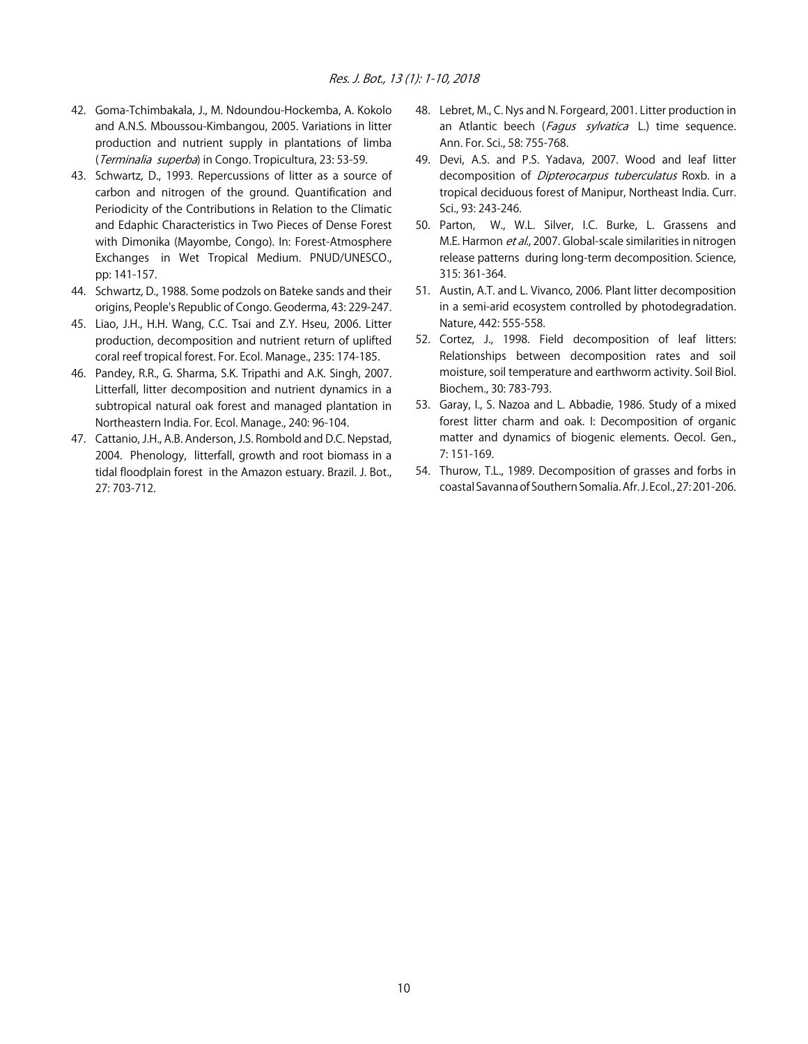42. Goma-Tchimbakala, J., M. Ndoundou-Hockemba, A. Kokolo and A.N.S. Mboussou-Kimbangou, 2005. Variations in litter production and nutrient supply in plantations of limba (*Terminalia superba*) in Congo. Tropicultura, 23: 53-59.
43. Schwartz, D., 1993. Repercussions of litter as a source of carbon and nitrogen of the ground. Quantification and Periodicity of the Contributions in Relation to the Climatic and Edaphic Characteristics in Two Pieces of Dense Forest with Dimonika (Mayombe, Congo). In: Forest-Atmosphere Exchanges in Wet Tropical Medium. PNUD/UNESCO., pp: 141-157.
44. Schwartz, D., 1988. Some podzols on Bateke sands and their origins, People's Republic of Congo. Geoderma, 43: 229-247.
45. Liao, J.H., H.H. Wang, C.C. Tsai and Z.Y. Hseu, 2006. Litter production, decomposition and nutrient return of uplifted coral reef tropical forest. For. Ecol. Manage., 235: 174-185.
46. Pandey, R.R., G. Sharma, S.K. Tripathi and A.K. Singh, 2007. Litterfall, litter decomposition and nutrient dynamics in a subtropical natural oak forest and managed plantation in Northeastern India. For. Ecol. Manage., 240: 96-104.
47. Cattanio, J.H., A.B. Anderson, J.S. Rombold and D.C. Nepstad, 2004. Phenology, litterfall, growth and root biomass in a tidal floodplain forest in the Amazon estuary. Brazil. J. Bot., 27: 703-712.
48. Lebret, M., C. Nys and N. Forgeard, 2001. Litter production in an Atlantic beech (*Fagus sylvatica* L.) time sequence. Ann. For. Sci., 58: 755-768.
49. Devi, A.S. and P.S. Yadava, 2007. Wood and leaf litter decomposition of *Dipterocarpus tuberculatus* Roxb. in a tropical deciduous forest of Manipur, Northeast India. Curr. Sci., 93: 243-246.
50. Parton, W., W.L. Silver, I.C. Burke, L. Grassens and M.E. Harmon *et al*., 2007. Global-scale similarities in nitrogen release patterns during long-term decomposition. Science, 315: 361-364.
51. Austin, A.T. and L. Vivanco, 2006. Plant litter decomposition in a semi-arid ecosystem controlled by photodegradation. Nature, 442: 555-558.
52. Cortez, J., 1998. Field decomposition of leaf litters: Relationships between decomposition rates and soil moisture, soil temperature and earthworm activity. Soil Biol. Biochem., 30: 783-793.
53. Garay, I., S. Nazoa and L. Abbadie, 1986. Study of a mixed forest litter charm and oak. I: Decomposition of organic matter and dynamics of biogenic elements. Oecol. Gen., 7: 151-169.
54. Thurow, T.L., 1989. Decomposition of grasses and forbs in coastal Savanna of Southern Somalia. Afr. J. Ecol., 27: 201-206.